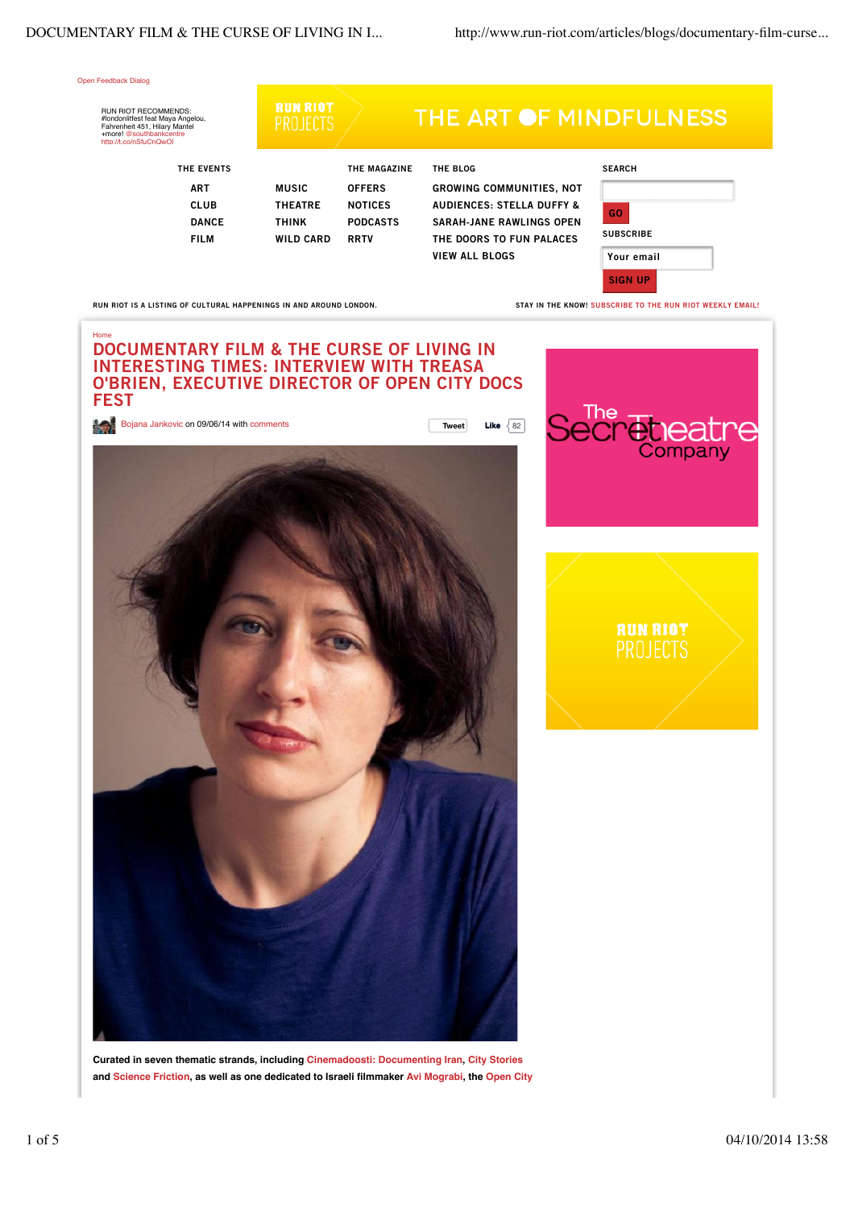Open Feedback Dialog

RUN RIOT RECOMMENDS: #londonlitfest feat Maya Angelou, Fahrenheit 451, Hilary Mantel +more! @southbankcentre http://t.co/nSfuCnQwOI

RUN RIOT PROJECTS THE ART OF MINDFULNESS

THE EVENTS
- ART
- CLUB
- DANCE
- FILM
- MUSIC
- THEATRE
- THINK
- WILD CARD

THE MAGAZINE
- OFFERS
- NOTICES
- PODCASTS
- RRTV

THE BLOG
- GROWING COMMUNITIES, NOT AUDIENCES: STELLA DUFFY & SARAH-JANE RAWLINGS OPEN THE DOORS TO FUN PALACES
- VIEW ALL BLOGS

SEARCH

GO

SUBSCRIBE

Your email

SIGN UP

RUN RIOT IS A LISTING OF CULTURAL HAPPENINGS IN AND AROUND LONDON.

STAY IN THE KNOW! SUBSCRIBE TO THE RUN RIOT WEEKLY EMAIL!

Home

# DOCUMENTARY FILM & THE CURSE OF LIVING IN INTERESTING TIMES: INTERVIEW WITH TREASA O'BRIEN, EXECUTIVE DIRECTOR OF OPEN CITY DOCS FEST

Bojana Jankovic on 09/06/14 with comments

Tweet Like 82

**Curated in seven thematic strands, including Cinemadoosti: Documenting Iran, City Stories and Science Friction, as well as one dedicated to Israeli filmmaker Avi Mograbi, the Open City**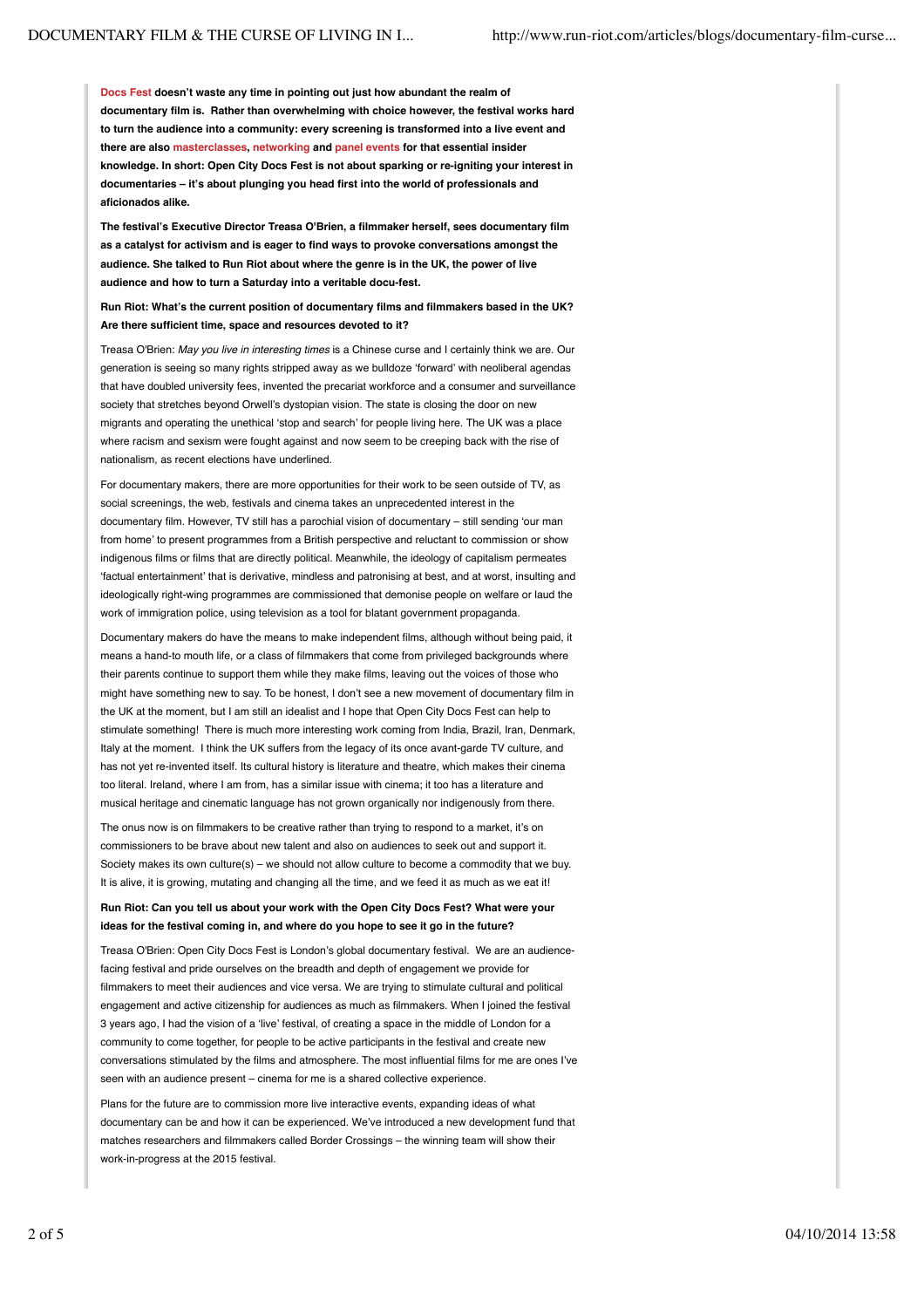**Docs Fest doesn't waste any time in pointing out just how abundant the realm of documentary film is. Rather than overwhelming with choice however, the festival works hard to turn the audience into a community: every screening is transformed into a live event and there are also masterclasses, networking and panel events for that essential insider knowledge. In short: Open City Docs Fest is not about sparking or re-igniting your interest in documentaries – it's about plunging you head first into the world of professionals and aficionados alike.**

**The festival's Executive Director Treasa O'Brien, a filmmaker herself, sees documentary film as a catalyst for activism and is eager to find ways to provoke conversations amongst the audience. She talked to Run Riot about where the genre is in the UK, the power of live audience and how to turn a Saturday into a veritable docu-fest.**

**Run Riot: What's the current position of documentary films and filmmakers based in the UK? Are there sufficient time, space and resources devoted to it?**

Treasa O'Brien: *May you live in interesting times* is a Chinese curse and I certainly think we are. Our generation is seeing so many rights stripped away as we bulldoze 'forward' with neoliberal agendas that have doubled university fees, invented the precariat workforce and a consumer and surveillance society that stretches beyond Orwell's dystopian vision. The state is closing the door on new migrants and operating the unethical 'stop and search' for people living here. The UK was a place where racism and sexism were fought against and now seem to be creeping back with the rise of nationalism, as recent elections have underlined.

For documentary makers, there are more opportunities for their work to be seen outside of TV, as social screenings, the web, festivals and cinema takes an unprecedented interest in the documentary film. However, TV still has a parochial vision of documentary – still sending 'our man from home' to present programmes from a British perspective and reluctant to commission or show indigenous films or films that are directly political. Meanwhile, the ideology of capitalism permeates 'factual entertainment' that is derivative, mindless and patronising at best, and at worst, insulting and ideologically right-wing programmes are commissioned that demonise people on welfare or laud the work of immigration police, using television as a tool for blatant government propaganda.

Documentary makers do have the means to make independent films, although without being paid, it means a hand-to mouth life, or a class of filmmakers that come from privileged backgrounds where their parents continue to support them while they make films, leaving out the voices of those who might have something new to say. To be honest, I don't see a new movement of documentary film in the UK at the moment, but I am still an idealist and I hope that Open City Docs Fest can help to stimulate something! There is much more interesting work coming from India, Brazil, Iran, Denmark, Italy at the moment. I think the UK suffers from the legacy of its once avant-garde TV culture, and has not yet re-invented itself. Its cultural history is literature and theatre, which makes their cinema too literal. Ireland, where I am from, has a similar issue with cinema; it too has a literature and musical heritage and cinematic language has not grown organically nor indigenously from there.

The onus now is on filmmakers to be creative rather than trying to respond to a market, it's on commissioners to be brave about new talent and also on audiences to seek out and support it. Society makes its own culture(s) – we should not allow culture to become a commodity that we buy. It is alive, it is growing, mutating and changing all the time, and we feed it as much as we eat it!

**Run Riot: Can you tell us about your work with the Open City Docs Fest? What were your ideas for the festival coming in, and where do you hope to see it go in the future?**

Treasa O'Brien: Open City Docs Fest is London's global documentary festival. We are an audience-facing festival and pride ourselves on the breadth and depth of engagement we provide for filmmakers to meet their audiences and vice versa. We are trying to stimulate cultural and political engagement and active citizenship for audiences as much as filmmakers. When I joined the festival 3 years ago, I had the vision of a 'live' festival, of creating a space in the middle of London for a community to come together, for people to be active participants in the festival and create new conversations stimulated by the films and atmosphere. The most influential films for me are ones I've seen with an audience present – cinema for me is a shared collective experience.

Plans for the future are to commission more live interactive events, expanding ideas of what documentary can be and how it can be experienced. We've introduced a new development fund that matches researchers and filmmakers called Border Crossings – the winning team will show their work-in-progress at the 2015 festival.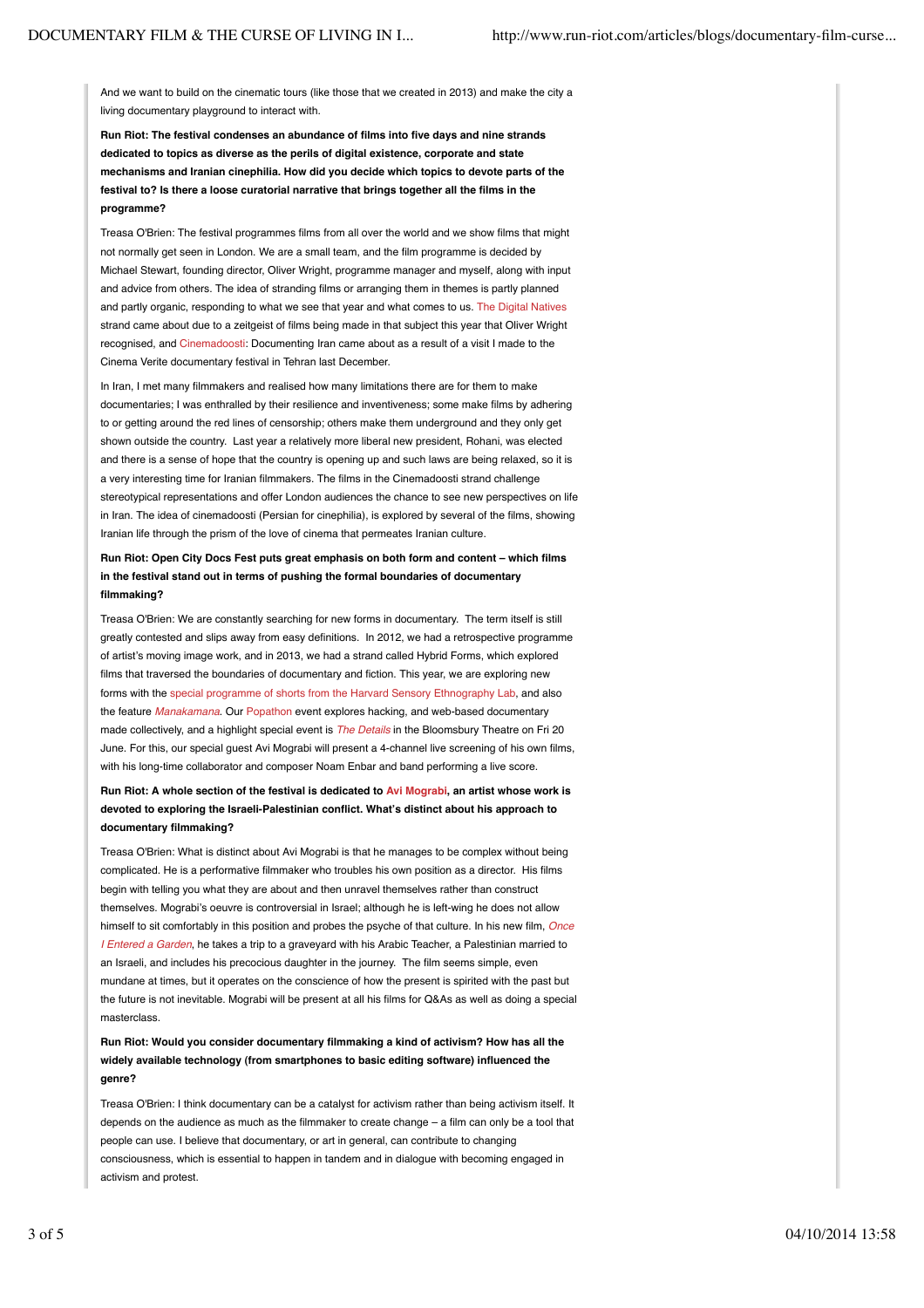And we want to build on the cinematic tours (like those that we created in 2013) and make the city a living documentary playground to interact with.

**Run Riot: The festival condenses an abundance of films into five days and nine strands dedicated to topics as diverse as the perils of digital existence, corporate and state mechanisms and Iranian cinephilia. How did you decide which topics to devote parts of the festival to? Is there a loose curatorial narrative that brings together all the films in the programme?**

Treasa O'Brien: The festival programmes films from all over the world and we show films that might not normally get seen in London. We are a small team, and the film programme is decided by Michael Stewart, founding director, Oliver Wright, programme manager and myself, along with input and advice from others. The idea of stranding films or arranging them in themes is partly planned and partly organic, responding to what we see that year and what comes to us. The Digital Natives strand came about due to a zeitgeist of films being made in that subject this year that Oliver Wright recognised, and Cinemadoosti: Documenting Iran came about as a result of a visit I made to the Cinema Verite documentary festival in Tehran last December.

In Iran, I met many filmmakers and realised how many limitations there are for them to make documentaries; I was enthralled by their resilience and inventiveness; some make films by adhering to or getting around the red lines of censorship; others make them underground and they only get shown outside the country. Last year a relatively more liberal new president, Rohani, was elected and there is a sense of hope that the country is opening up and such laws are being relaxed, so it is a very interesting time for Iranian filmmakers. The films in the Cinemadoosti strand challenge stereotypical representations and offer London audiences the chance to see new perspectives on life in Iran. The idea of cinemadoosti (Persian for cinephilia), is explored by several of the films, showing Iranian life through the prism of the love of cinema that permeates Iranian culture.

**Run Riot: Open City Docs Fest puts great emphasis on both form and content – which films in the festival stand out in terms of pushing the formal boundaries of documentary filmmaking?**

Treasa O'Brien: We are constantly searching for new forms in documentary. The term itself is still greatly contested and slips away from easy definitions. In 2012, we had a retrospective programme of artist's moving image work, and in 2013, we had a strand called Hybrid Forms, which explored films that traversed the boundaries of documentary and fiction. This year, we are exploring new forms with the special programme of shorts from the Harvard Sensory Ethnography Lab, and also the feature *Manakamana*. Our Popathon event explores hacking, and web-based documentary made collectively, and a highlight special event is *The Details* in the Bloomsbury Theatre on Fri 20 June. For this, our special guest Avi Mograbi will present a 4-channel live screening of his own films, with his long-time collaborator and composer Noam Enbar and band performing a live score.

**Run Riot: A whole section of the festival is dedicated to Avi Mograbi, an artist whose work is devoted to exploring the Israeli-Palestinian conflict. What's distinct about his approach to documentary filmmaking?**

Treasa O'Brien: What is distinct about Avi Mograbi is that he manages to be complex without being complicated. He is a performative filmmaker who troubles his own position as a director. His films begin with telling you what they are about and then unravel themselves rather than construct themselves. Mograbi's oeuvre is controversial in Israel; although he is left-wing he does not allow himself to sit comfortably in this position and probes the psyche of that culture. In his new film, *Once I Entered a Garden*, he takes a trip to a graveyard with his Arabic Teacher, a Palestinian married to an Israeli, and includes his precocious daughter in the journey. The film seems simple, even mundane at times, but it operates on the conscience of how the present is spirited with the past but the future is not inevitable. Mograbi will be present at all his films for Q&As as well as doing a special masterclass.

**Run Riot: Would you consider documentary filmmaking a kind of activism? How has all the widely available technology (from smartphones to basic editing software) influenced the genre?**

Treasa O'Brien: I think documentary can be a catalyst for activism rather than being activism itself. It depends on the audience as much as the filmmaker to create change – a film can only be a tool that people can use. I believe that documentary, or art in general, can contribute to changing consciousness, which is essential to happen in tandem and in dialogue with becoming engaged in activism and protest.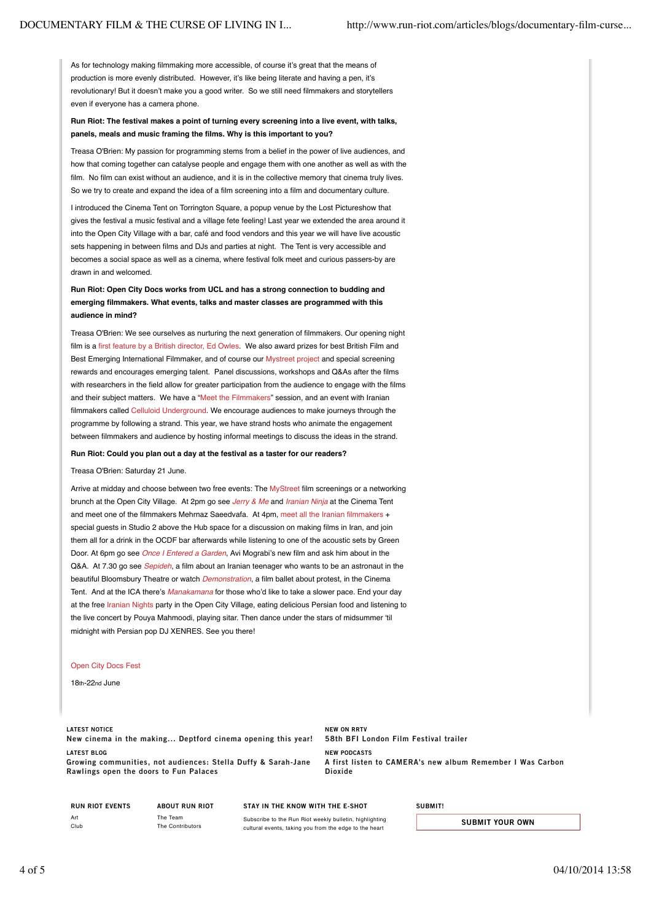As for technology making filmmaking more accessible, of course it's great that the means of production is more evenly distributed. However, it's like being literate and having a pen, it's revolutionary! But it doesn't make you a good writer. So we still need filmmakers and storytellers even if everyone has a camera phone.

**Run Riot: The festival makes a point of turning every screening into a live event, with talks, panels, meals and music framing the films. Why is this important to you?**

Treasa O'Brien: My passion for programming stems from a belief in the power of live audiences, and how that coming together can catalyse people and engage them with one another as well as with the film. No film can exist without an audience, and it is in the collective memory that cinema truly lives. So we try to create and expand the idea of a film screening into a film and documentary culture.

I introduced the Cinema Tent on Torrington Square, a popup venue by the Lost Pictureshow that gives the festival a music festival and a village fete feeling! Last year we extended the area around it into the Open City Village with a bar, café and food vendors and this year we will have live acoustic sets happening in between films and DJs and parties at night. The Tent is very accessible and becomes a social space as well as a cinema, where festival folk meet and curious passers-by are drawn in and welcomed.

**Run Riot: Open City Docs works from UCL and has a strong connection to budding and emerging filmmakers. What events, talks and master classes are programmed with this audience in mind?**

Treasa O'Brien: We see ourselves as nurturing the next generation of filmmakers. Our opening night film is a first feature by a British director, Ed Owles. We also award prizes for best British Film and Best Emerging International Filmmaker, and of course our Mystreet project and special screening rewards and encourages emerging talent. Panel discussions, workshops and Q&As after the films with researchers in the field allow for greater participation from the audience to engage with the films and their subject matters. We have a "Meet the Filmmakers" session, and an event with Iranian filmmakers called Celluloid Underground. We encourage audiences to make journeys through the programme by following a strand. This year, we have strand hosts who animate the engagement between filmmakers and audience by hosting informal meetings to discuss the ideas in the strand.

**Run Riot: Could you plan out a day at the festival as a taster for our readers?**

Treasa O'Brien: Saturday 21 June.

Arrive at midday and choose between two free events: The MyStreet film screenings or a networking brunch at the Open City Village. At 2pm go see *Jerry & Me* and *Iranian Ninja* at the Cinema Tent and meet one of the filmmakers Mehrnaz Saeedvafa. At 4pm, meet all the Iranian filmmakers + special guests in Studio 2 above the Hub space for a discussion on making films in Iran, and join them all for a drink in the OCDF bar afterwards while listening to one of the acoustic sets by Green Door. At 6pm go see *Once I Entered a Garden*, Avi Mograbi's new film and ask him about in the Q&A. At 7.30 go see *Sepideh*, a film about an Iranian teenager who wants to be an astronaut in the beautiful Bloomsbury Theatre or watch *Demonstration*, a film ballet about protest, in the Cinema Tent. And at the ICA there's *Manakamana* for those who'd like to take a slower pace. End your day at the free Iranian Nights party in the Open City Village, eating delicious Persian food and listening to the live concert by Pouya Mahmoodi, playing sitar. Then dance under the stars of midsummer 'til midnight with Persian pop DJ XENRES. See you there!

Open City Docs Fest

18th-22nd June

**LATEST NOTICE**
New cinema in the making... Deptford cinema opening this year!

**LATEST BLOG**
Growing communities, not audiences: Stella Duffy & Sarah-Jane Rawlings open the doors to Fun Palaces

**NEW ON RRTV**
58th BFI London Film Festival trailer

**NEW PODCASTS**
A first listen to CAMERA's new album Remember I Was Carbon Dioxide

**RUN RIOT EVENTS**
Art
Club

**ABOUT RUN RIOT**
The Team
The Contributors

**STAY IN THE KNOW WITH THE E-SHOT**
Subscribe to the Run Riot weekly bulletin, highlighting cultural events, taking you from the edge to the heart

**SUBMIT!**
SUBMIT YOUR OWN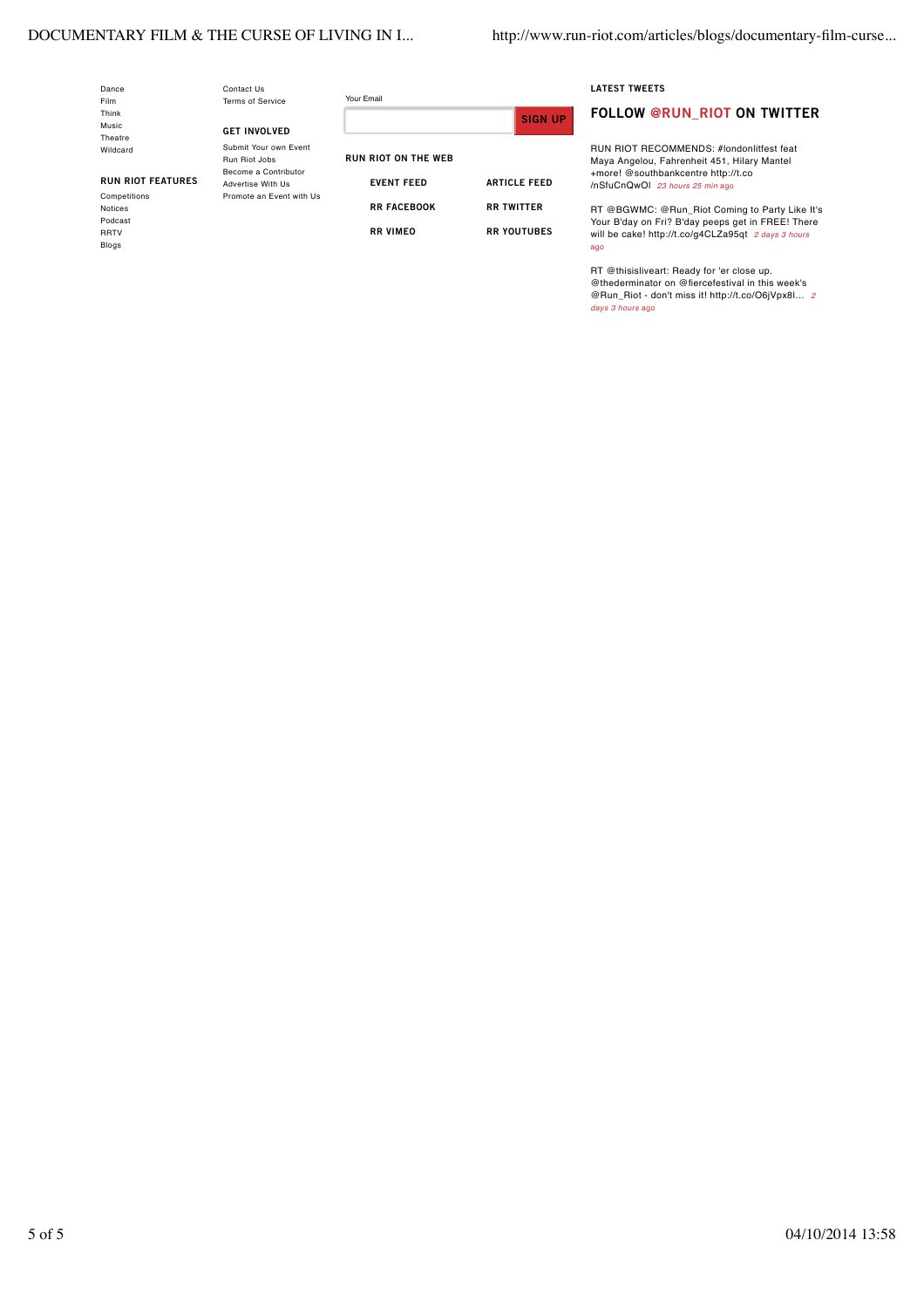Dance
Film
Think
Music
Theatre
Wildcard

**RUN RIOT FEATURES**

Competitions
Notices
Podcast
RRTV
Blogs

Contact Us
Terms of Service

**GET INVOLVED**

Submit Your own Event
Run Riot Jobs
Become a Contributor
Advertise With Us
Promote an Event with Us

Your Email

**SIGN UP**

**RUN RIOT ON THE WEB**

**EVENT FEED** **ARTICLE FEED**

**RR FACEBOOK** **RR TWITTER**

**RR VIMEO** **RR YOUTUBES**

**LATEST TWEETS**

## FOLLOW @RUN_RIOT ON TWITTER

RUN RIOT RECOMMENDS: #londonlitfest feat Maya Angelou, Fahrenheit 451, Hilary Mantel +more! @southbankcentre http://t.co/nSfuCnQwOl *23 hours 25 min ago*

RT @BGWMC: @Run_Riot Coming to Party Like It's Your B'day on Fri? B'day peeps get in FREE! There will be cake! http://t.co/g4CLZa95qt *2 days 3 hours ago*

RT @thisisliveart: Ready for 'er close up. @thederminator on @fiercefestival in this week's @Run_Riot - don't miss it! http://t.co/O6jVpx8l... *2 days 3 hours ago*